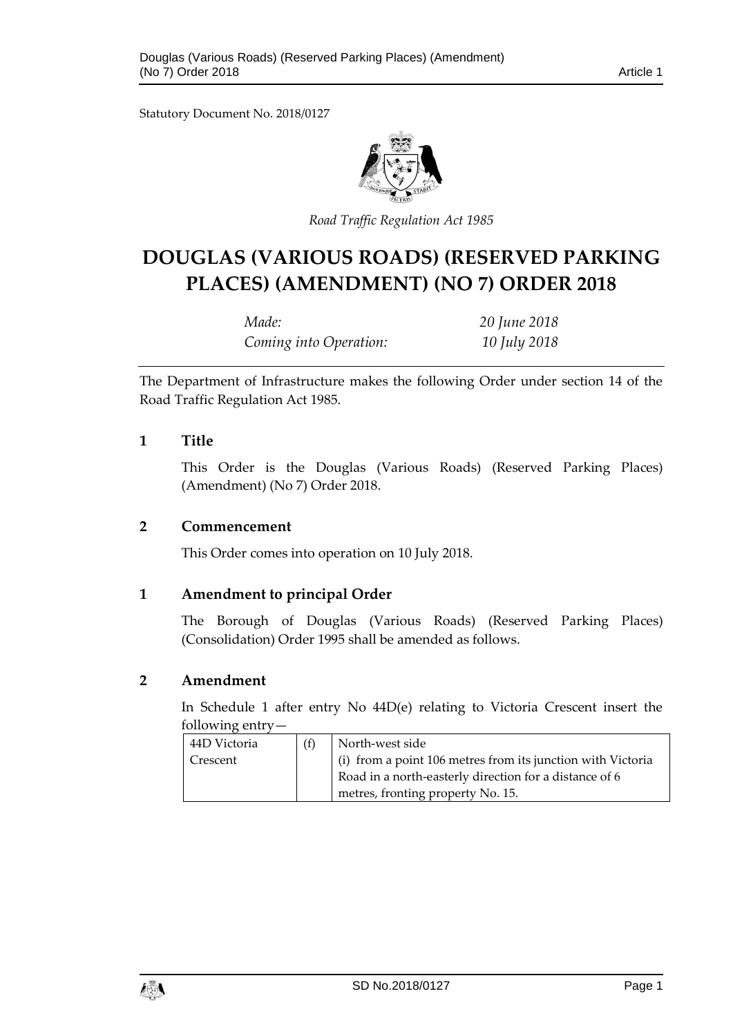Statutory Document No. 2018/0127

*Road Traffic Regulation Act 1985*

# DOUGLAS (VARIOUS ROADS) (RESERVED PARKING PLACES) (AMENDMENT) (NO 7) ORDER 2018

| | |
|---|---|
| *Made:* | *20 June 2018* |
| *Coming into Operation:* | *10 July 2018* |

The Department of Infrastructure makes the following Order under section 14 of the Road Traffic Regulation Act 1985.

## 1 Title

This Order is the Douglas (Various Roads) (Reserved Parking Places) (Amendment) (No 7) Order 2018.

## 2 Commencement

This Order comes into operation on 10 July 2018.

## 1 Amendment to principal Order

The Borough of Douglas (Various Roads) (Reserved Parking Places) (Consolidation) Order 1995 shall be amended as follows.

## 2 Amendment

In Schedule 1 after entry No 44D(e) relating to Victoria Crescent insert the following entry—

| | | |
|---|---|---|
| 44D Victoria Crescent | (f) | North-west side<br>(i) from a point 106 metres from its junction with Victoria Road in a north-easterly direction for a distance of 6 metres, fronting property No. 15. |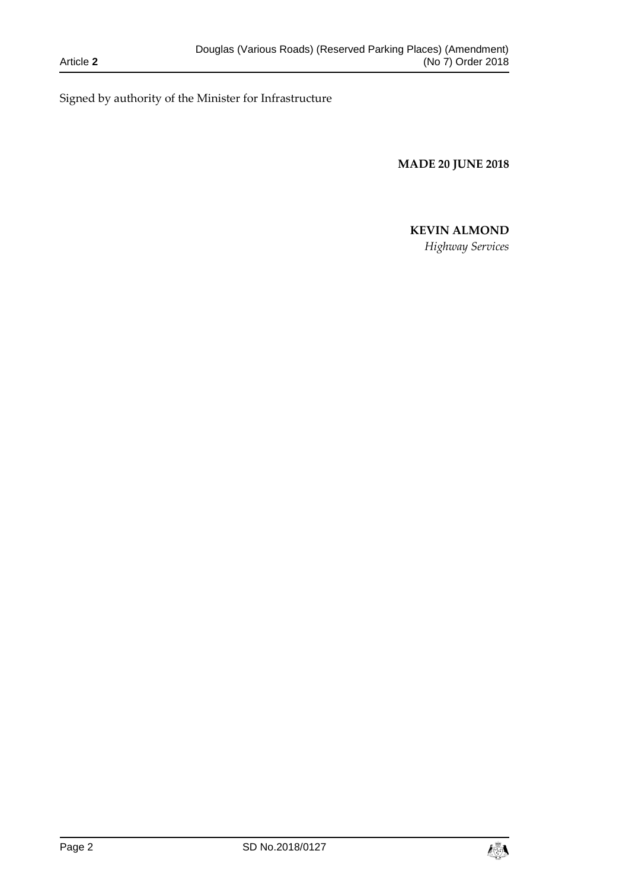Signed by authority of the Minister for Infrastructure

**MADE 20 JUNE 2018**

**KEVIN ALMOND**

*Highway Services*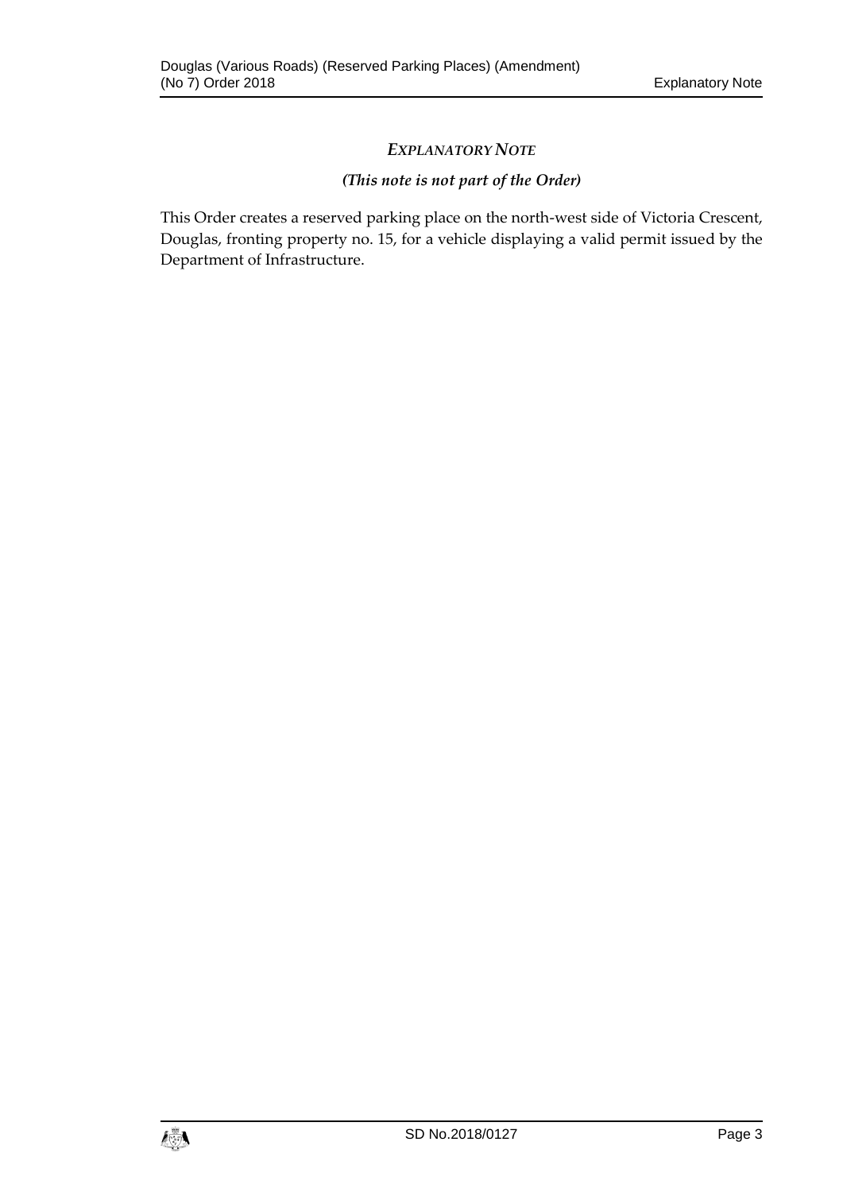## *EXPLANATORY NOTE*

*(This note is not part of the Order)*

This Order creates a reserved parking place on the north-west side of Victoria Crescent, Douglas, fronting property no. 15, for a vehicle displaying a valid permit issued by the Department of Infrastructure.